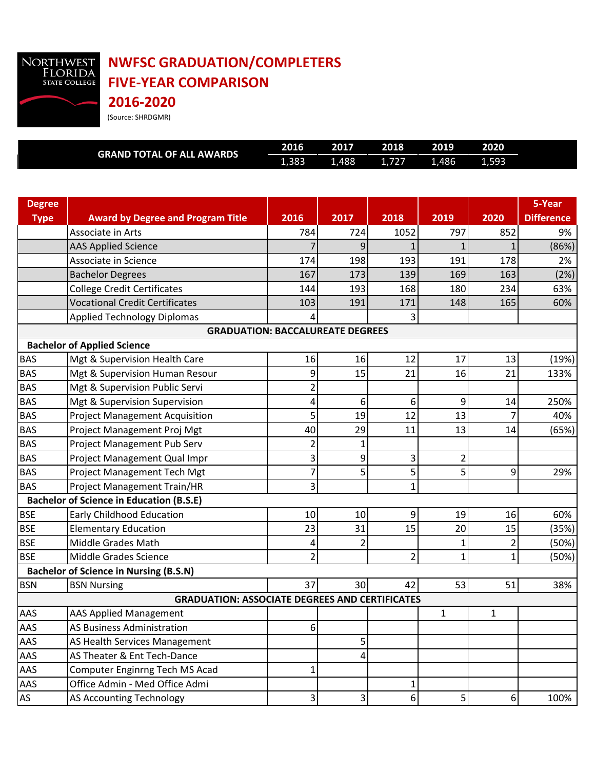# NWFSC GRADUATION/COMPLETERS
# FIVE-YEAR COMPARISON
# 2016-2020

(Source: SHRDGMR)

| GRAND TOTAL OF ALL AWARDS | 2016 | 2017 | 2018 | 2019 | 2020 |
|---|---|---|---|---|---|
| | 1,383 | 1,488 | 1,727 | 1,486 | 1,593 |

| Degree Type | Award by Degree and Program Title | 2016 | 2017 | 2018 | 2019 | 2020 | 5-Year Difference |
|---|---|---|---|---|---|---|---|
| | Associate in Arts | 784 | 724 | 1052 | 797 | 852 | 9% |
| | AAS Applied Science | 7 | 9 | 1 | 1 | 1 | (86%) |
| | Associate in Science | 174 | 198 | 193 | 191 | 178 | 2% |
| | Bachelor Degrees | 167 | 173 | 139 | 169 | 163 | (2%) |
| | College Credit Certificates | 144 | 193 | 168 | 180 | 234 | 63% |
| | Vocational Credit Certificates | 103 | 191 | 171 | 148 | 165 | 60% |
| | Applied Technology Diplomas | 4 | | 3 | | | |
| **GRADUATION: BACCALAUREATE DEGREES** | | | | | | | |
| **Bachelor of Applied Science** | | | | | | | |
| BAS | Mgt & Supervision Health Care | 16 | 16 | 12 | 17 | 13 | (19%) |
| BAS | Mgt & Supervision Human Resour | 9 | 15 | 21 | 16 | 21 | 133% |
| BAS | Mgt & Supervision Public Servi | 2 | | | | | |
| BAS | Mgt & Supervision Supervision | 4 | 6 | 6 | 9 | 14 | 250% |
| BAS | Project Management Acquisition | 5 | 19 | 12 | 13 | 7 | 40% |
| BAS | Project Management Proj Mgt | 40 | 29 | 11 | 13 | 14 | (65%) |
| BAS | Project Management Pub Serv | 2 | 1 | | | | |
| BAS | Project Management Qual Impr | 3 | 9 | 3 | 2 | | |
| BAS | Project Management Tech Mgt | 7 | 5 | 5 | 5 | 9 | 29% |
| BAS | Project Management Train/HR | 3 | | 1 | | | |
| **Bachelor of Science in Education (B.S.E)** | | | | | | | |
| BSE | Early Childhood Education | 10 | 10 | 9 | 19 | 16 | 60% |
| BSE | Elementary Education | 23 | 31 | 15 | 20 | 15 | (35%) |
| BSE | Middle Grades Math | 4 | 2 | | 1 | 2 | (50%) |
| BSE | Middle Grades Science | 2 | | 2 | 1 | 1 | (50%) |
| **Bachelor of Science in Nursing (B.S.N)** | | | | | | | |
| BSN | BSN Nursing | 37 | 30 | 42 | 53 | 51 | 38% |
| **GRADUATION: ASSOCIATE DEGREES AND CERTIFICATES** | | | | | | | |
| AAS | AAS Applied Management | | | | 1 | 1 | |
| AAS | AS Business Administration | 6 | | | | | |
| AAS | AS Health Services Management | | 5 | | | | |
| AAS | AS Theater & Ent Tech-Dance | | 4 | | | | |
| AAS | Computer Enginrng Tech MS Acad | 1 | | | | | |
| AAS | Office Admin - Med Office Admi | | | 1 | | | |
| AS | AS Accounting Technology | 3 | 3 | 6 | 5 | 6 | 100% |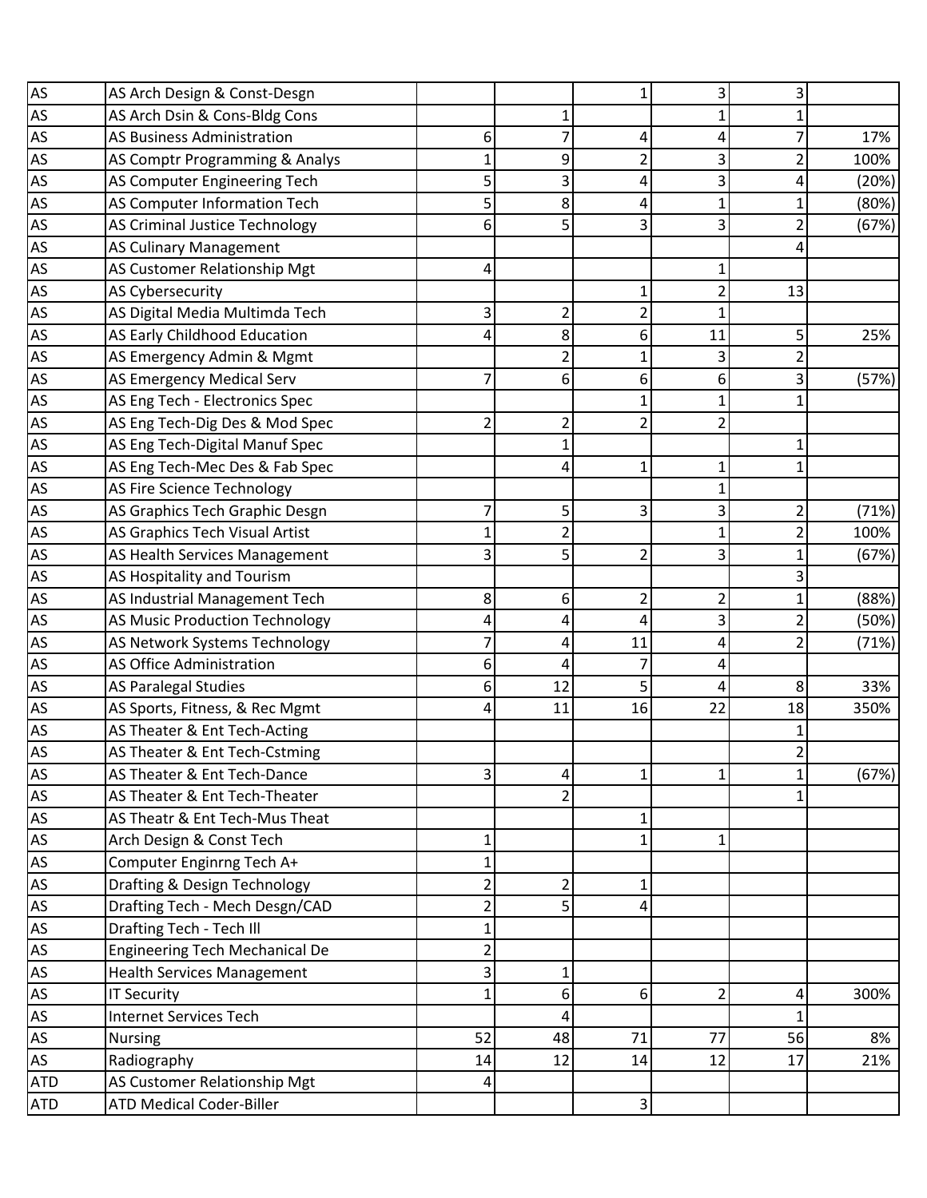| | | | | | | | |
|---|---|---|---|---|---|---|---|
| AS | AS Arch Design & Const-Desgn | | | 1 | 3 | 3 | |
| AS | AS Arch Dsin & Cons-Bldg Cons | | 1 | | 1 | 1 | |
| AS | AS Business Administration | 6 | 7 | 4 | 4 | 7 | 17% |
| AS | AS Comptr Programming & Analys | 1 | 9 | 2 | 3 | 2 | 100% |
| AS | AS Computer Engineering Tech | 5 | 3 | 4 | 3 | 4 | (20%) |
| AS | AS Computer Information Tech | 5 | 8 | 4 | 1 | 1 | (80%) |
| AS | AS Criminal Justice Technology | 6 | 5 | 3 | 3 | 2 | (67%) |
| AS | AS Culinary Management | | | | | 4 | |
| AS | AS Customer Relationship Mgt | 4 | | | 1 | | |
| AS | AS Cybersecurity | | | 1 | 2 | 13 | |
| AS | AS Digital Media Multimda Tech | 3 | 2 | 2 | 1 | | |
| AS | AS Early Childhood Education | 4 | 8 | 6 | 11 | 5 | 25% |
| AS | AS Emergency Admin & Mgmt | | 2 | 1 | 3 | 2 | |
| AS | AS Emergency Medical Serv | 7 | 6 | 6 | 6 | 3 | (57%) |
| AS | AS Eng Tech - Electronics Spec | | | 1 | 1 | 1 | |
| AS | AS Eng Tech-Dig Des & Mod Spec | 2 | 2 | 2 | 2 | | |
| AS | AS Eng Tech-Digital Manuf Spec | | 1 | | | 1 | |
| AS | AS Eng Tech-Mec Des & Fab Spec | | 4 | 1 | 1 | 1 | |
| AS | AS Fire Science Technology | | | | 1 | | |
| AS | AS Graphics Tech Graphic Desgn | 7 | 5 | 3 | 3 | 2 | (71%) |
| AS | AS Graphics Tech Visual Artist | 1 | 2 | | 1 | 2 | 100% |
| AS | AS Health Services Management | 3 | 5 | 2 | 3 | 1 | (67%) |
| AS | AS Hospitality and Tourism | | | | | 3 | |
| AS | AS Industrial Management Tech | 8 | 6 | 2 | 2 | 1 | (88%) |
| AS | AS Music Production Technology | 4 | 4 | 4 | 3 | 2 | (50%) |
| AS | AS Network Systems Technology | 7 | 4 | 11 | 4 | 2 | (71%) |
| AS | AS Office Administration | 6 | 4 | 7 | 4 | | |
| AS | AS Paralegal Studies | 6 | 12 | 5 | 4 | 8 | 33% |
| AS | AS Sports, Fitness, & Rec Mgmt | 4 | 11 | 16 | 22 | 18 | 350% |
| AS | AS Theater & Ent Tech-Acting | | | | | 1 | |
| AS | AS Theater & Ent Tech-Cstming | | | | | 2 | |
| AS | AS Theater & Ent Tech-Dance | 3 | 4 | 1 | 1 | 1 | (67%) |
| AS | AS Theater & Ent Tech-Theater | | 2 | | | 1 | |
| AS | AS Theatr & Ent Tech-Mus Theat | | | 1 | | | |
| AS | Arch Design & Const Tech | 1 | | 1 | 1 | | |
| AS | Computer Enginrng Tech A+ | 1 | | | | | |
| AS | Drafting & Design Technology | 2 | 2 | 1 | | | |
| AS | Drafting Tech - Mech Desgn/CAD | 2 | 5 | 4 | | | |
| AS | Drafting Tech - Tech Ill | 1 | | | | | |
| AS | Engineering Tech Mechanical De | 2 | | | | | |
| AS | Health Services Management | 3 | 1 | | | | |
| AS | IT Security | 1 | 6 | 6 | 2 | 4 | 300% |
| AS | Internet Services Tech | | 4 | | | 1 | |
| AS | Nursing | 52 | 48 | 71 | 77 | 56 | 8% |
| AS | Radiography | 14 | 12 | 14 | 12 | 17 | 21% |
| ATD | AS Customer Relationship Mgt | 4 | | | | | |
| ATD | ATD Medical Coder-Biller | | | 3 | | | |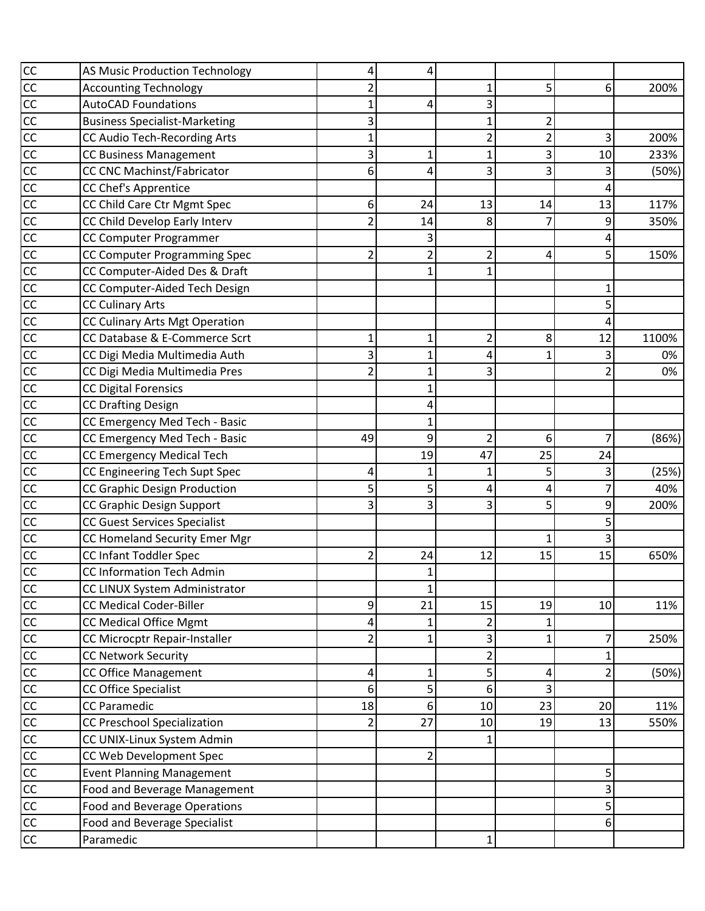| | | | | | | | |
|---|---|---|---|---|---|---|---|
| CC | AS Music Production Technology | 4 | 4 | | | | |
| CC | Accounting Technology | 2 | | 1 | 5 | 6 | 200% |
| CC | AutoCAD Foundations | 1 | 4 | 3 | | | |
| CC | Business Specialist-Marketing | 3 | | 1 | 2 | | |
| CC | CC Audio Tech-Recording Arts | 1 | | 2 | 2 | 3 | 200% |
| CC | CC Business Management | 3 | 1 | 1 | 3 | 10 | 233% |
| CC | CC CNC Machinst/Fabricator | 6 | 4 | 3 | 3 | 3 | (50%) |
| CC | CC Chef's Apprentice | | | | | 4 | |
| CC | CC Child Care Ctr Mgmt Spec | 6 | 24 | 13 | 14 | 13 | 117% |
| CC | CC Child Develop Early Interv | 2 | 14 | 8 | 7 | 9 | 350% |
| CC | CC Computer Programmer | | 3 | | | 4 | |
| CC | CC Computer Programming Spec | 2 | 2 | 2 | 4 | 5 | 150% |
| CC | CC Computer-Aided Des & Draft | | 1 | 1 | | | |
| CC | CC Computer-Aided Tech Design | | | | | 1 | |
| CC | CC Culinary Arts | | | | | 5 | |
| CC | CC Culinary Arts Mgt Operation | | | | | 4 | |
| CC | CC Database & E-Commerce Scrt | 1 | 1 | 2 | 8 | 12 | 1100% |
| CC | CC Digi Media Multimedia Auth | 3 | 1 | 4 | 1 | 3 | 0% |
| CC | CC Digi Media Multimedia Pres | 2 | 1 | 3 | | 2 | 0% |
| CC | CC Digital Forensics | | 1 | | | | |
| CC | CC Drafting Design | | 4 | | | | |
| CC | CC Emergency Med Tech - Basic | | 1 | | | | |
| CC | CC Emergency Med Tech - Basic | 49 | 9 | 2 | 6 | 7 | (86%) |
| CC | CC Emergency Medical Tech | | 19 | 47 | 25 | 24 | |
| CC | CC Engineering Tech Supt Spec | 4 | 1 | 1 | 5 | 3 | (25%) |
| CC | CC Graphic Design Production | 5 | 5 | 4 | 4 | 7 | 40% |
| CC | CC Graphic Design Support | 3 | 3 | 3 | 5 | 9 | 200% |
| CC | CC Guest Services Specialist | | | | | 5 | |
| CC | CC Homeland Security Emer Mgr | | | | 1 | 3 | |
| CC | CC Infant Toddler Spec | 2 | 24 | 12 | 15 | 15 | 650% |
| CC | CC Information Tech Admin | | 1 | | | | |
| CC | CC LINUX System Administrator | | 1 | | | | |
| CC | CC Medical Coder-Biller | 9 | 21 | 15 | 19 | 10 | 11% |
| CC | CC Medical Office Mgmt | 4 | 1 | 2 | 1 | | |
| CC | CC Microcptr Repair-Installer | 2 | 1 | 3 | 1 | 7 | 250% |
| CC | CC Network Security | | | 2 | | 1 | |
| CC | CC Office Management | 4 | 1 | 5 | 4 | 2 | (50%) |
| CC | CC Office Specialist | 6 | 5 | 6 | 3 | | |
| CC | CC Paramedic | 18 | 6 | 10 | 23 | 20 | 11% |
| CC | CC Preschool Specialization | 2 | 27 | 10 | 19 | 13 | 550% |
| CC | CC UNIX-Linux System Admin | | | 1 | | | |
| CC | CC Web Development Spec | | 2 | | | | |
| CC | Event Planning Management | | | | | 5 | |
| CC | Food and Beverage Management | | | | | 3 | |
| CC | Food and Beverage Operations | | | | | 5 | |
| CC | Food and Beverage Specialist | | | | | 6 | |
| CC | Paramedic | | | 1 | | | |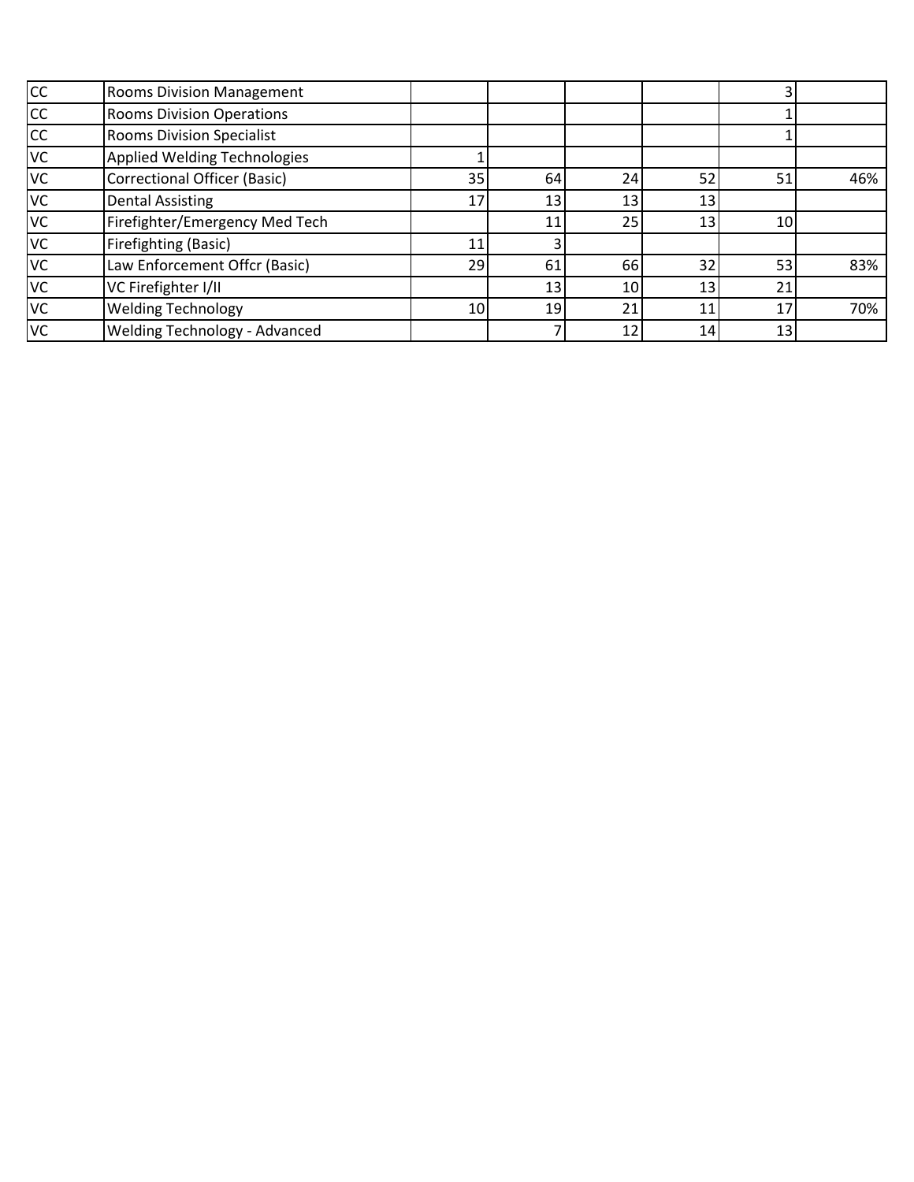| | | | | | | | |
|---|---|---|---|---|---|---|---|
| CC | Rooms Division Management | | | | | 3 | |
| CC | Rooms Division Operations | | | | | 1 | |
| CC | Rooms Division Specialist | | | | | 1 | |
| VC | Applied Welding Technologies | 1 | | | | | |
| VC | Correctional Officer (Basic) | 35 | 64 | 24 | 52 | 51 | 46% |
| VC | Dental Assisting | 17 | 13 | 13 | 13 | | |
| VC | Firefighter/Emergency Med Tech | | 11 | 25 | 13 | 10 | |
| VC | Firefighting (Basic) | 11 | 3 | | | | |
| VC | Law Enforcement Offcr (Basic) | 29 | 61 | 66 | 32 | 53 | 83% |
| VC | VC Firefighter I/II | | 13 | 10 | 13 | 21 | |
| VC | Welding Technology | 10 | 19 | 21 | 11 | 17 | 70% |
| VC | Welding Technology - Advanced | | 7 | 12 | 14 | 13 | |